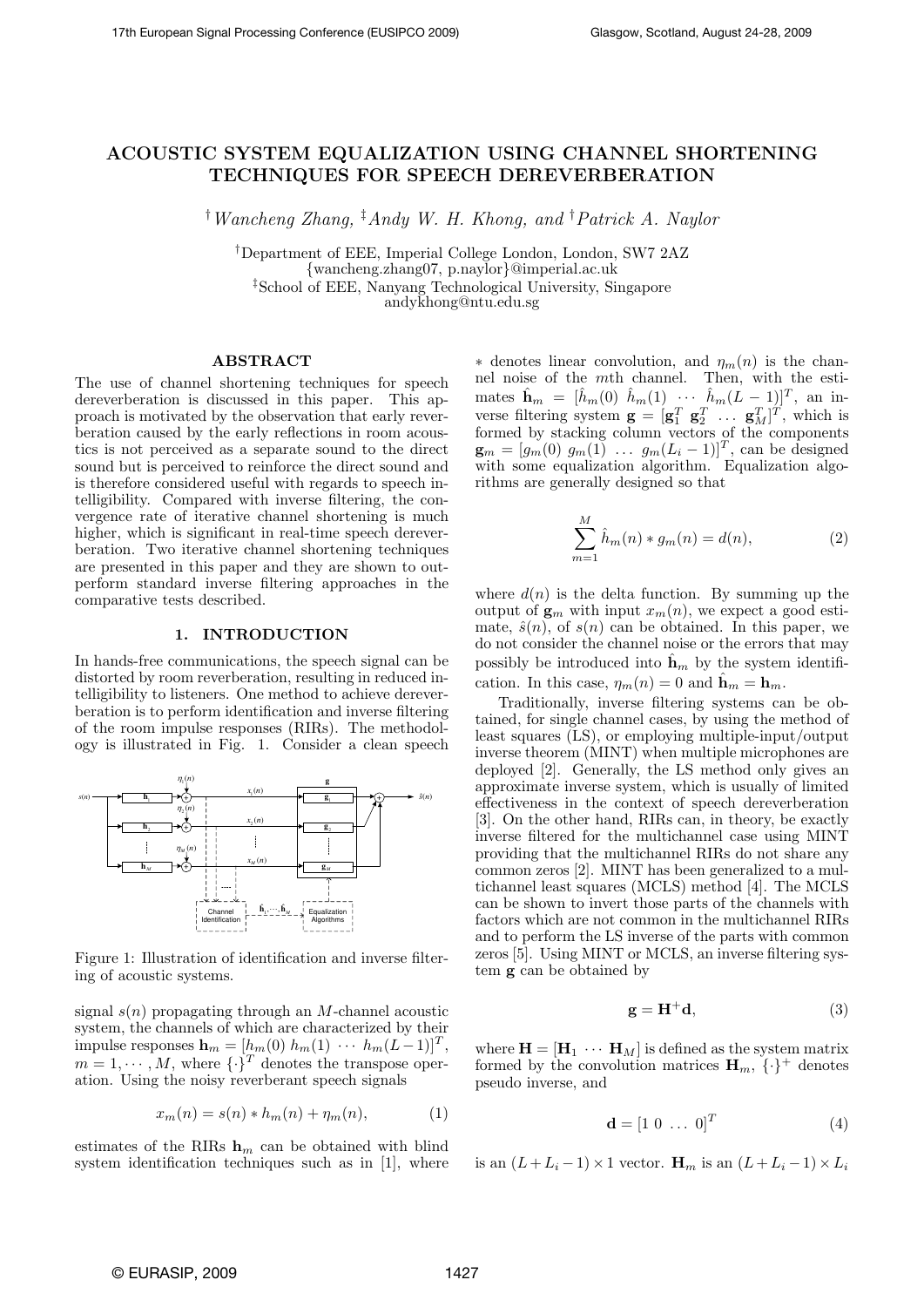# ACOUSTIC SYSTEM EQUALIZATION USING CHANNEL SHORTENING TECHNIQUES FOR SPEECH DEREVERBERATION

†*Wancheng Zhang*, ‡*Andy W. H. Khong, and* †*Patrick A. Naylor*

†Department of EEE, Imperial College London, London, SW7 2AZ
{wancheng.zhang07, p.naylor}@imperial.ac.uk
‡School of EEE, Nanyang Technological University, Singapore
andykhong@ntu.edu.sg

## ABSTRACT

The use of channel shortening techniques for speech dereverberation is discussed in this paper. This approach is motivated by the observation that early reverberation caused by the early reflections in room acoustics is not perceived as a separate sound to the direct sound but is perceived to reinforce the direct sound and is therefore considered useful with regards to speech intelligibility. Compared with inverse filtering, the convergence rate of iterative channel shortening is much higher, which is significant in real-time speech dereverberation. Two iterative channel shortening techniques are presented in this paper and they are shown to outperform standard inverse filtering approaches in the comparative tests described.

## 1. INTRODUCTION

In hands-free communications, the speech signal can be distorted by room reverberation, resulting in reduced intelligibility to listeners. One method to achieve dereverberation is to perform identification and inverse filtering of the room impulse responses (RIRs). The methodology is illustrated in Fig. 1. Consider a clean speech signal $s(n)$ propagating through an $M$-channel acoustic system, the channels of which are characterized by their impulse responses $\mathbf{h}_m = [h_m(0)\ h_m(1)\ \cdots\ h_m(L-1)]^T$, $m = 1, \cdots, M$, where $\{\cdot\}^T$ denotes the transpose operation. Using the noisy reverberant speech signals

$$x_m(n) = s(n) * h_m(n) + \eta_m(n), \tag{1}$$

estimates of the RIRs $\mathbf{h}_m$ can be obtained with blind system identification techniques such as in [1], where $*$ denotes linear convolution, and $\eta_m(n)$ is the channel noise of the $m$th channel. Then, with the estimates $\hat{\mathbf{h}}_m = [\hat{h}_m(0)\ \hat{h}_m(1)\ \cdots\ \hat{h}_m(L-1)]^T$, an inverse filtering system $\mathbf{g} = [\mathbf{g}_1^T\ \mathbf{g}_2^T\ \ldots\ \mathbf{g}_M^T]^T$, which is formed by stacking column vectors of the components $\mathbf{g}_m = [g_m(0)\ g_m(1)\ \ldots\ g_m(L_i-1)]^T$, can be designed with some equalization algorithm. Equalization algorithms are generally designed so that

Figure 1: Illustration of identification and inverse filtering of acoustic systems.

$$\sum_{m=1}^{M} \hat{h}_m(n) * g_m(n) = d(n), \tag{2}$$

where $d(n)$ is the delta function. By summing up the output of $\mathbf{g}_m$ with input $x_m(n)$, we expect a good estimate, $\hat{s}(n)$, of $s(n)$ can be obtained. In this paper, we do not consider the channel noise or the errors that may possibly be introduced into $\hat{\mathbf{h}}_m$ by the system identification. In this case, $\eta_m(n) = 0$ and $\hat{\mathbf{h}}_m = \mathbf{h}_m$.

Traditionally, inverse filtering systems can be obtained, for single channel cases, by using the method of least squares (LS), or employing multiple-input/output inverse theorem (MINT) when multiple microphones are deployed [2]. Generally, the LS method only gives an approximate inverse system, which is usually of limited effectiveness in the context of speech dereverberation [3]. On the other hand, RIRs can, in theory, be exactly inverse filtered for the multichannel case using MINT providing that the multichannel RIRs do not share any common zeros [2]. MINT has been generalized to a multichannel least squares (MCLS) method [4]. The MCLS can be shown to invert those parts of the channels with factors which are not common in the multichannel RIRs and to perform the LS inverse of the parts with common zeros [5]. Using MINT or MCLS, an inverse filtering system $\mathbf{g}$ can be obtained by

$$\mathbf{g} = \mathbf{H}^{+}\mathbf{d}, \tag{3}$$

where $\mathbf{H} = [\mathbf{H}_1\ \cdots\ \mathbf{H}_M]$ is defined as the system matrix formed by the convolution matrices $\mathbf{H}_m$, $\{\cdot\}^{+}$ denotes pseudo inverse, and

$$\mathbf{d} = [1\ 0\ \ldots\ 0]^T \tag{4}$$

is an $(L + L_i - 1) \times 1$ vector. $\mathbf{H}_m$ is an $(L + L_i - 1) \times L_i$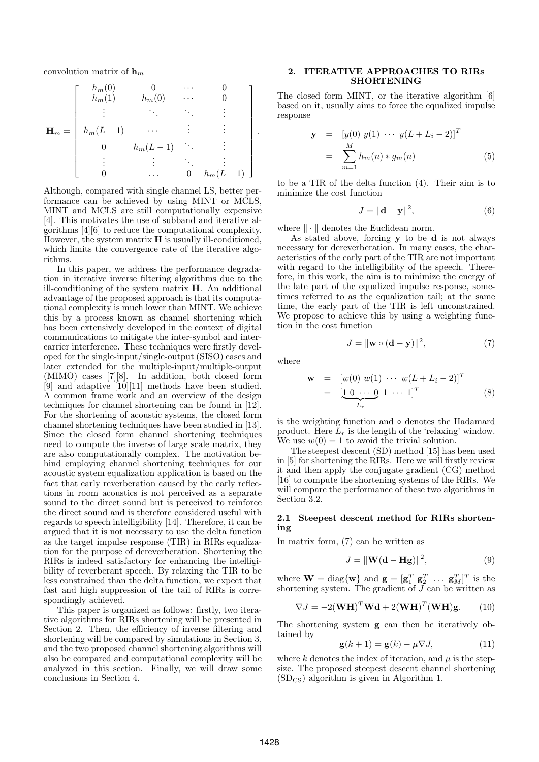convolution matrix of $\mathbf{h}_m$

$$
\mathbf{H}_m = \begin{bmatrix} h_m(0) & 0 & \cdots & 0 \\ h_m(1) & h_m(0) & \cdots & 0 \\ \vdots & \ddots & \ddots & \vdots \\ h_m(L-1) & \cdots & \vdots & \vdots \\ 0 & h_m(L-1) & \ddots & \vdots \\ \vdots & \vdots & \ddots & \vdots \\ 0 & \ldots & 0 & h_m(L-1) \end{bmatrix}.
$$

Although, compared with single channel LS, better performance can be achieved by using MINT or MCLS, MINT and MCLS are still computationally expensive [4]. This motivates the use of subband and iterative algorithms [4][6] to reduce the computational complexity. However, the system matrix $\mathbf{H}$ is usually ill-conditioned, which limits the convergence rate of the iterative algorithms.

In this paper, we address the performance degradation in iterative inverse filtering algorithms due to the ill-conditioning of the system matrix $\mathbf{H}$. An additional advantage of the proposed approach is that its computational complexity is much lower than MINT. We achieve this by a process known as channel shortening which has been extensively developed in the context of digital communications to mitigate the inter-symbol and inter-carrier interference. These techniques were firstly developed for the single-input/single-output (SISO) cases and later extended for the multiple-input/multiple-output (MIMO) cases [7][8]. In addition, both closed form [9] and adaptive [10][11] methods have been studied. A common frame work and an overview of the design techniques for channel shortening can be found in [12]. For the shortening of acoustic systems, the closed form channel shortening techniques have been studied in [13]. Since the closed form channel shortening techniques need to compute the inverse of large scale matrix, they are also computationally complex. The motivation behind employing channel shortening techniques for our acoustic system equalization application is based on the fact that early reverberation caused by the early reflections in room acoustics is not perceived as a separate sound to the direct sound but is perceived to reinforce the direct sound and is therefore considered useful with regards to speech intelligibility [14]. Therefore, it can be argued that it is not necessary to use the delta function as the target impulse response (TIR) in RIRs equalization for the purpose of dereverberation. Shortening the RIRs is indeed satisfactory for enhancing the intelligibility of reverberant speech. By relaxing the TIR to be less constrained than the delta function, we expect that fast and high suppression of the tail of RIRs is correspondingly achieved.

This paper is organized as follows: firstly, two iterative algorithms for RIRs shortening will be presented in Section 2. Then, the efficiency of inverse filtering and shortening will be compared by simulations in Section 3, and the two proposed channel shortening algorithms will also be compared and computational complexity will be analyzed in this section. Finally, we will draw some conclusions in Section 4.

## 2. ITERATIVE APPROACHES TO RIRs SHORTENING

The closed form MINT, or the iterative algorithm [6] based on it, usually aims to force the equalized impulse response

$$
\begin{aligned}
\mathbf{y} &= [y(0)\ y(1)\ \cdots\ y(L+L_i-2)]^T \\
&= \sum_{m=1}^{M} h_m(n) * g_m(n) \qquad (5)
\end{aligned}
$$

to be a TIR of the delta function (4). Their aim is to minimize the cost function

$$
J = \|\mathbf{d} - \mathbf{y}\|^2, \qquad (6)
$$

where $\|\cdot\|$ denotes the Euclidean norm.

As stated above, forcing $\mathbf{y}$ to be $\mathbf{d}$ is not always necessary for dereverberation. In many cases, the characteristics of the early part of the TIR are not important with regard to the intelligibility of the speech. Therefore, in this work, the aim is to minimize the energy of the late part of the equalized impulse response, sometimes referred to as the equalization tail; at the same time, the early part of the TIR is left unconstrained. We propose to achieve this by using a weighting function in the cost function

$$
J = \|\mathbf{w} \circ (\mathbf{d} - \mathbf{y})\|^2, \qquad (7)
$$

where

$$
\begin{aligned}
\mathbf{w} &= [w(0)\ w(1)\ \cdots\ w(L+L_i-2)]^T \\
&= [\underbrace{1\ 0\ \cdots\ 0}_{L_r}\ 1\ \cdots\ 1]^T \qquad (8)
\end{aligned}
$$

is the weighting function and $\circ$ denotes the Hadamard product. Here $L_r$ is the length of the 'relaxing' window. We use $w(0) = 1$ to avoid the trivial solution.

The steepest descent (SD) method [15] has been used in [5] for shortening the RIRs. Here we will firstly review it and then apply the conjugate gradient (CG) method [16] to compute the shortening systems of the RIRs. We will compare the performance of these two algorithms in Section 3.2.

### 2.1 Steepest descent method for RIRs shortening

In matrix form, (7) can be written as

$$
J = \|\mathbf{W}(\mathbf{d} - \mathbf{H}\mathbf{g})\|^2, \qquad (9)
$$

where $\mathbf{W} = \text{diag}\{\mathbf{w}\}$ and $\mathbf{g} = [\mathbf{g}_1^T\ \mathbf{g}_2^T\ \ldots\ \mathbf{g}_M^T]^T$ is the shortening system. The gradient of $J$ can be written as

$$
\nabla J = -2(\mathbf{W}\mathbf{H})^T\mathbf{W}\mathbf{d} + 2(\mathbf{W}\mathbf{H})^T(\mathbf{W}\mathbf{H})\mathbf{g}. \qquad (10)
$$

The shortening system $\mathbf{g}$ can then be iteratively obtained by

$$
\mathbf{g}(k+1) = \mathbf{g}(k) - \mu\nabla J, \qquad (11)
$$

where $k$ denotes the index of iteration, and $\mu$ is the stepsize. The proposed steepest descent channel shortening ($\text{SD}_{\text{CS}}$) algorithm is given in Algorithm 1.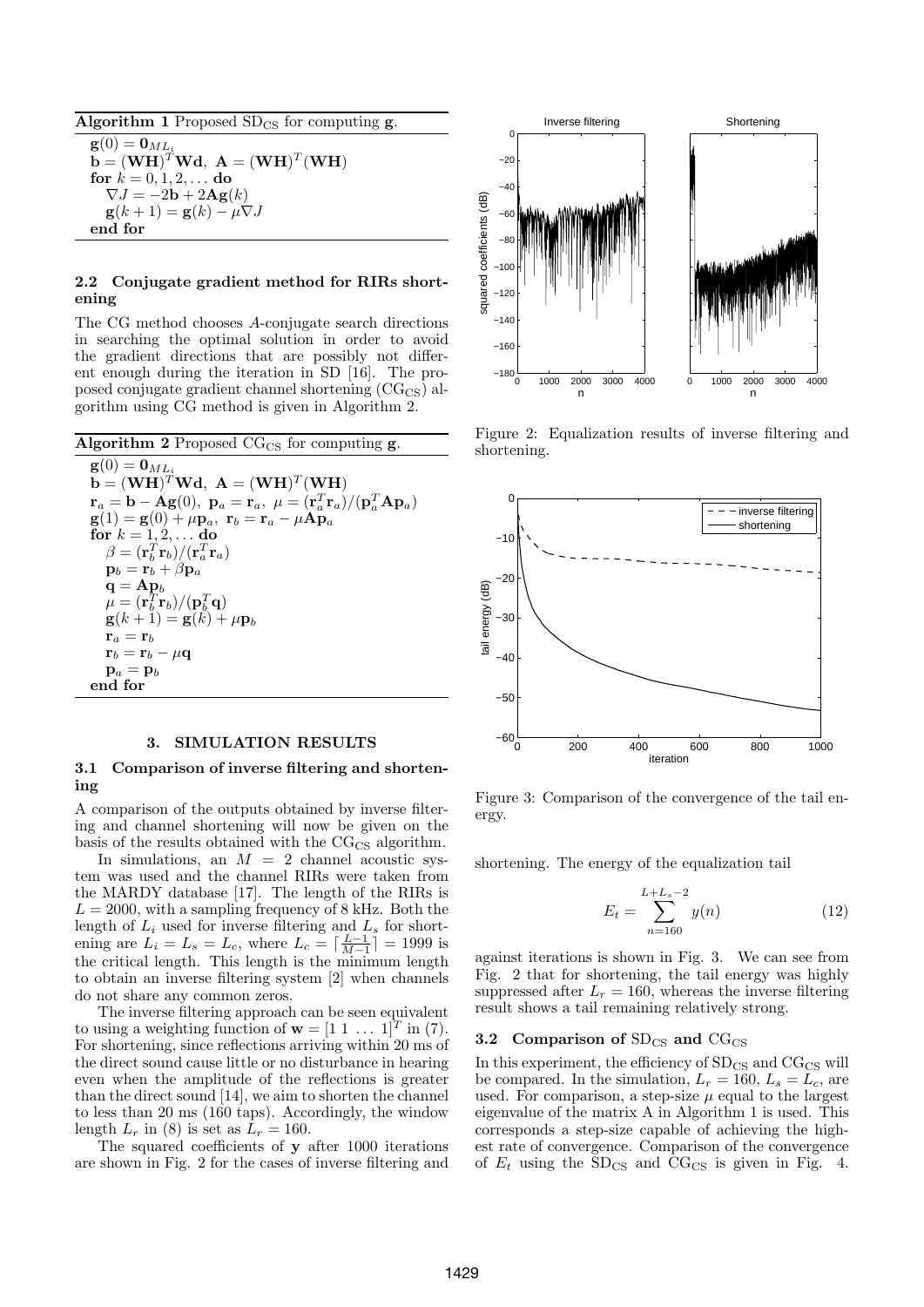**Algorithm 1** Proposed $\mathrm{SD_{CS}}$ for computing $\mathbf{g}$.

$\mathbf{g}(0) = \mathbf{0}_{ML_i}$
$\mathbf{b} = (\mathbf{WH})^T\mathbf{Wd}$, $\mathbf{A} = (\mathbf{WH})^T(\mathbf{WH})$
**for** $k = 0, 1, 2, \ldots$ **do**
  $\nabla J = -2\mathbf{b} + 2\mathbf{Ag}(k)$
  $\mathbf{g}(k+1) = \mathbf{g}(k) - \mu\nabla J$
**end for**

### 2.2 Conjugate gradient method for RIRs shortening

The CG method chooses $A$-conjugate search directions in searching the optimal solution in order to avoid the gradient directions that are possibly not different enough during the iteration in SD [16]. The proposed conjugate gradient channel shortening ($\mathrm{CG_{CS}}$) algorithm using CG method is given in Algorithm 2.

**Algorithm 2** Proposed $\mathrm{CG_{CS}}$ for computing $\mathbf{g}$.

$\mathbf{g}(0) = \mathbf{0}_{ML_i}$
$\mathbf{b} = (\mathbf{WH})^T\mathbf{Wd}$, $\mathbf{A} = (\mathbf{WH})^T(\mathbf{WH})$
$\mathbf{r}_a = \mathbf{b} - \mathbf{Ag}(0)$, $\mathbf{p}_a = \mathbf{r}_a$, $\mu = (\mathbf{r}_a^T\mathbf{r}_a)/(\mathbf{p}_a^T\mathbf{A}\mathbf{p}_a)$
$\mathbf{g}(1) = \mathbf{g}(0) + \mu\mathbf{p}_a$, $\mathbf{r}_b = \mathbf{r}_a - \mu\mathbf{A}\mathbf{p}_a$
**for** $k = 1, 2, \ldots$ **do**
  $\beta = (\mathbf{r}_b^T\mathbf{r}_b)/(\mathbf{r}_a^T\mathbf{r}_a)$
  $\mathbf{p}_b = \mathbf{r}_b + \beta\mathbf{p}_a$
  $\mathbf{q} = \mathbf{A}\mathbf{p}_b$
  $\mu = (\mathbf{r}_b^T\mathbf{r}_b)/(\mathbf{p}_b^T\mathbf{q})$
  $\mathbf{g}(k+1) = \mathbf{g}(k) + \mu\mathbf{p}_b$
  $\mathbf{r}_a = \mathbf{r}_b$
  $\mathbf{r}_b = \mathbf{r}_b - \mu\mathbf{q}$
  $\mathbf{p}_a = \mathbf{p}_b$
**end for**

## 3. SIMULATION RESULTS

### 3.1 Comparison of inverse filtering and shortening

A comparison of the outputs obtained by inverse filtering and channel shortening will now be given on the basis of the results obtained with the $\mathrm{CG_{CS}}$ algorithm.

In simulations, an $M = 2$ channel acoustic system was used and the channel RIRs were taken from the MARDY database [17]. The length of the RIRs is $L = 2000$, with a sampling frequency of 8 kHz. Both the length of $L_i$ used for inverse filtering and $L_s$ for shortening are $L_i = L_s = L_c$, where $L_c = \lceil \frac{L-1}{M-1} \rceil = 1999$ is the critical length. This length is the minimum length to obtain an inverse filtering system [2] when channels do not share any common zeros.

The inverse filtering approach can be seen equivalent to using a weighting function of $\mathbf{w} = [1\ 1\ \ldots\ 1]^T$ in (7). For shortening, since reflections arriving within 20 ms of the direct sound cause little or no disturbance in hearing even when the amplitude of the reflections is greater than the direct sound [14], we aim to shorten the channel to less than 20 ms (160 taps). Accordingly, the window length $L_r$ in (8) is set as $L_r = 160$.

The squared coefficients of $\mathbf{y}$ after 1000 iterations are shown in Fig. 2 for the cases of inverse filtering and shortening. The energy of the equalization tail

$$E_t = \sum_{n=160}^{L+L_s-2} y(n) \tag{12}$$

against iterations is shown in Fig. 3. We can see from Fig. 2 that for shortening, the tail energy was highly suppressed after $L_r = 160$, whereas the inverse filtering result shows a tail remaining relatively strong.

Figure 2: Equalization results of inverse filtering and shortening.

Figure 3: Comparison of the convergence of the tail energy.

### 3.2 Comparison of $\mathrm{SD_{CS}}$ and $\mathrm{CG_{CS}}$

In this experiment, the efficiency of $\mathrm{SD_{CS}}$ and $\mathrm{CG_{CS}}$ will be compared. In the simulation, $L_r = 160$, $L_s = L_c$, are used. For comparison, a step-size $\mu$ equal to the largest eigenvalue of the matrix A in Algorithm 1 is used. This corresponds a step-size capable of achieving the highest rate of convergence. Comparison of the convergence of $E_t$ using the $\mathrm{SD_{CS}}$ and $\mathrm{CG_{CS}}$ is given in Fig. 4.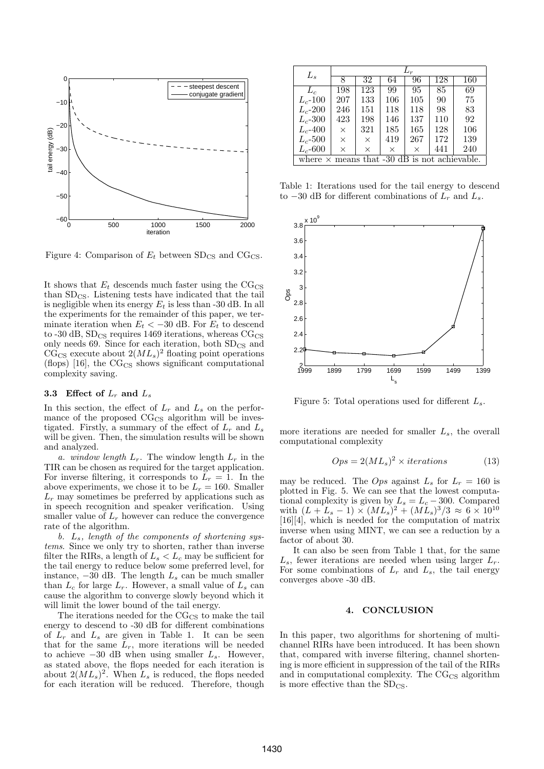Figure 4: Comparison of $E_t$ between $SD_{CS}$ and $CG_{CS}$.

It shows that $E_t$ descends much faster using the $CG_{CS}$ than $SD_{CS}$. Listening tests have indicated that the tail is negligible when its energy $E_t$ is less than -30 dB. In all the experiments for the remainder of this paper, we terminate iteration when $E_t < -30$ dB. For $E_t$ to descend to -30 dB, $SD_{CS}$ requires 1469 iterations, whereas $CG_{CS}$ only needs 69. Since for each iteration, both $SD_{CS}$ and $CG_{CS}$ execute about $2(ML_s)^2$ floating point operations (flops) [16], the $CG_{CS}$ shows significant computational complexity saving.

### 3.3 Effect of $L_r$ and $L_s$

In this section, the effect of $L_r$ and $L_s$ on the performance of the proposed $CG_{CS}$ algorithm will be investigated. Firstly, a summary of the effect of $L_r$ and $L_s$ will be given. Then, the simulation results will be shown and analyzed.

*a. window length $L_r$.* The window length $L_r$ in the TIR can be chosen as required for the target application. For inverse filtering, it corresponds to $L_r = 1$. In the above experiments, we chose it to be $L_r = 160$. Smaller $L_r$ may sometimes be preferred by applications such as in speech recognition and speaker verification. Using smaller value of $L_r$ however can reduce the convergence rate of the algorithm.

*b. $L_s$, length of the components of shortening systems.* Since we only try to shorten, rather than inverse filter the RIRs, a length of $L_s < L_c$ may be sufficient for the tail energy to reduce below some preferred level, for instance, $-30$ dB. The length $L_s$ can be much smaller than $L_c$ for large $L_r$. However, a small value of $L_s$ can cause the algorithm to converge slowly beyond which it will limit the lower bound of the tail energy.

The iterations needed for the $CG_{CS}$ to make the tail energy to descend to -30 dB for different combinations of $L_r$ and $L_s$ are given in Table 1. It can be seen that for the same $L_r$, more iterations will be needed to achieve $-30$ dB when using smaller $L_s$. However, as stated above, the flops needed for each iteration is about $2(ML_s)^2$. When $L_s$ is reduced, the flops needed for each iteration will be reduced. Therefore, though more iterations are needed for smaller $L_s$, the overall computational complexity

$$Ops = 2(ML_s)^2 \times iterations \tag{13}$$

may be reduced. The $Ops$ against $L_s$ for $L_r = 160$ is plotted in Fig. 5. We can see that the lowest computational complexity is given by $L_s = L_c - 300$. Compared with $(L + L_s - 1) \times (ML_s)^2 + (ML_s)^3/3 \approx 6 \times 10^{10}$ [16][4], which is needed for the computation of matrix inverse when using MINT, we can see a reduction by a factor of about 30.

It can also be seen from Table 1 that, for the same $L_s$, fewer iterations are needed when using larger $L_r$. For some combinations of $L_r$ and $L_s$, the tail energy converges above -30 dB.

| $L_s$ | $L_r$ | | | | | |
|---|---|---|---|---|---|---|
| | 8 | 32 | 64 | 96 | 128 | 160 |
| $L_c$ | 198 | 123 | 99 | 95 | 85 | 69 |
| $L_c$-100 | 207 | 133 | 106 | 105 | 90 | 75 |
| $L_c$-200 | 246 | 151 | 118 | 118 | 98 | 83 |
| $L_c$-300 | 423 | 198 | 146 | 137 | 110 | 92 |
| $L_c$-400 | × | 321 | 185 | 165 | 128 | 106 |
| $L_c$-500 | × | × | 419 | 267 | 172 | 139 |
| $L_c$-600 | × | × | × | × | 441 | 240 |

where × means that -30 dB is not achievable.

Table 1: Iterations used for the tail energy to descend to $-30$ dB for different combinations of $L_r$ and $L_s$.

Figure 5: Total operations used for different $L_s$.

## 4. CONCLUSION

In this paper, two algorithms for shortening of multichannel RIRs have been introduced. It has been shown that, compared with inverse filtering, channel shortening is more efficient in suppression of the tail of the RIRs and in computational complexity. The $CG_{CS}$ algorithm is more effective than the $SD_{CS}$.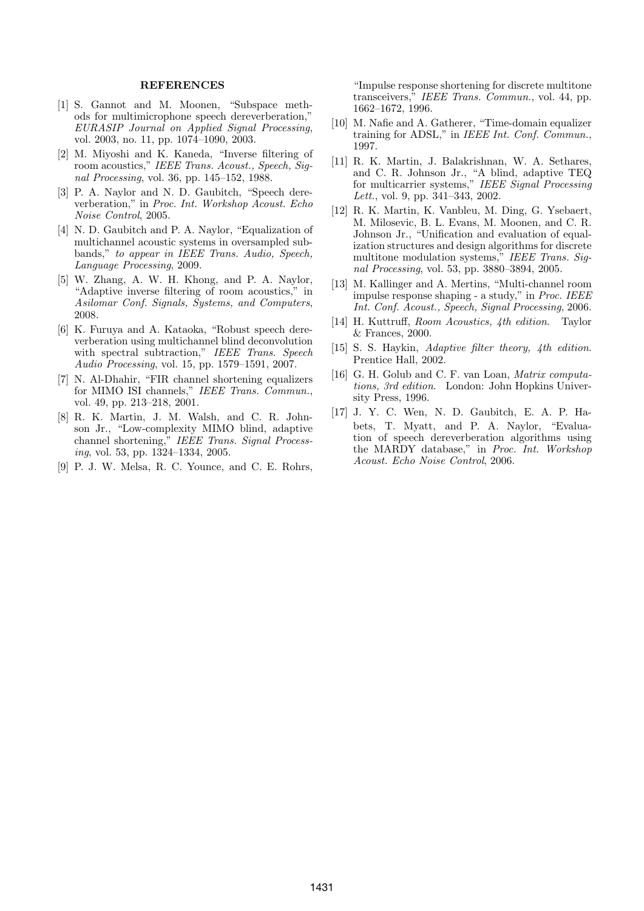## REFERENCES

[1] S. Gannot and M. Moonen, "Subspace methods for multimicrophone speech dereverberation," *EURASIP Journal on Applied Signal Processing*, vol. 2003, no. 11, pp. 1074–1090, 2003.

[2] M. Miyoshi and K. Kaneda, "Inverse filtering of room acoustics," *IEEE Trans. Acoust., Speech, Signal Processing*, vol. 36, pp. 145–152, 1988.

[3] P. A. Naylor and N. D. Gaubitch, "Speech dereverberation," in *Proc. Int. Workshop Acoust. Echo Noise Control*, 2005.

[4] N. D. Gaubitch and P. A. Naylor, "Equalization of multichannel acoustic systems in oversampled subbands," *to appear in IEEE Trans. Audio, Speech, Language Processing*, 2009.

[5] W. Zhang, A. W. H. Khong, and P. A. Naylor, "Adaptive inverse filtering of room acoustics," in *Asilomar Conf. Signals, Systems, and Computers*, 2008.

[6] K. Furuya and A. Kataoka, "Robust speech dereverberation using multichannel blind deconvolution with spectral subtraction," *IEEE Trans. Speech Audio Processing*, vol. 15, pp. 1579–1591, 2007.

[7] N. Al-Dhahir, "FIR channel shortening equalizers for MIMO ISI channels," *IEEE Trans. Commun.*, vol. 49, pp. 213–218, 2001.

[8] R. K. Martin, J. M. Walsh, and C. R. Johnson Jr., "Low-complexity MIMO blind, adaptive channel shortening," *IEEE Trans. Signal Processing*, vol. 53, pp. 1324–1334, 2005.

[9] P. J. W. Melsa, R. C. Younce, and C. E. Rohrs, "Impulse response shortening for discrete multitone transceivers," *IEEE Trans. Commun.*, vol. 44, pp. 1662–1672, 1996.

[10] M. Nafie and A. Gatherer, "Time-domain equalizer training for ADSL," in *IEEE Int. Conf. Commun.*, 1997.

[11] R. K. Martin, J. Balakrishnan, W. A. Sethares, and C. R. Johnson Jr., "A blind, adaptive TEQ for multicarrier systems," *IEEE Signal Processing Lett.*, vol. 9, pp. 341–343, 2002.

[12] R. K. Martin, K. Vanbleu, M. Ding, G. Ysebaert, M. Milosevic, B. L. Evans, M. Moonen, and C. R. Johnson Jr., "Unification and evaluation of equalization structures and design algorithms for discrete multitone modulation systems," *IEEE Trans. Signal Processing*, vol. 53, pp. 3880–3894, 2005.

[13] M. Kallinger and A. Mertins, "Multi-channel room impulse response shaping - a study," in *Proc. IEEE Int. Conf. Acoust., Speech, Signal Processing*, 2006.

[14] H. Kuttruff, *Room Acoustics, 4th edition*. Taylor & Frances, 2000.

[15] S. S. Haykin, *Adaptive filter theory, 4th edition*. Prentice Hall, 2002.

[16] G. H. Golub and C. F. van Loan, *Matrix computations, 3rd edition*. London: John Hopkins University Press, 1996.

[17] J. Y. C. Wen, N. D. Gaubitch, E. A. P. Habets, T. Myatt, and P. A. Naylor, "Evaluation of speech dereverberation algorithms using the MARDY database," in *Proc. Int. Workshop Acoust. Echo Noise Control*, 2006.